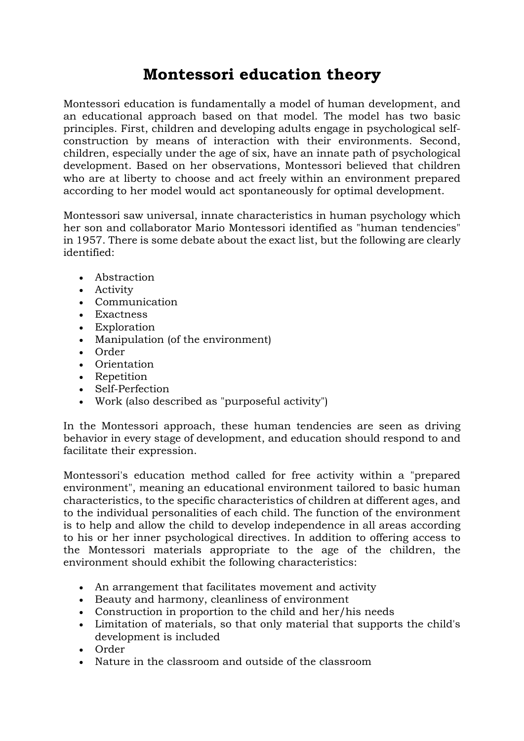# Montessori education theory

Montessori education is fundamentally a model of human development, and an educational approach based on that model. The model has two basic principles. First, children and developing adults engage in psychological self-construction by means of interaction with their environments. Second, children, especially under the age of six, have an innate path of psychological development. Based on her observations, Montessori believed that children who are at liberty to choose and act freely within an environment prepared according to her model would act spontaneously for optimal development.

Montessori saw universal, innate characteristics in human psychology which her son and collaborator Mario Montessori identified as "human tendencies" in 1957. There is some debate about the exact list, but the following are clearly identified:

- Abstraction
- Activity
- Communication
- Exactness
- Exploration
- Manipulation (of the environment)
- Order
- Orientation
- Repetition
- Self-Perfection
- Work (also described as "purposeful activity")

In the Montessori approach, these human tendencies are seen as driving behavior in every stage of development, and education should respond to and facilitate their expression.

Montessori's education method called for free activity within a "prepared environment", meaning an educational environment tailored to basic human characteristics, to the specific characteristics of children at different ages, and to the individual personalities of each child. The function of the environment is to help and allow the child to develop independence in all areas according to his or her inner psychological directives. In addition to offering access to the Montessori materials appropriate to the age of the children, the environment should exhibit the following characteristics:

- An arrangement that facilitates movement and activity
- Beauty and harmony, cleanliness of environment
- Construction in proportion to the child and her/his needs
- Limitation of materials, so that only material that supports the child's development is included
- Order
- Nature in the classroom and outside of the classroom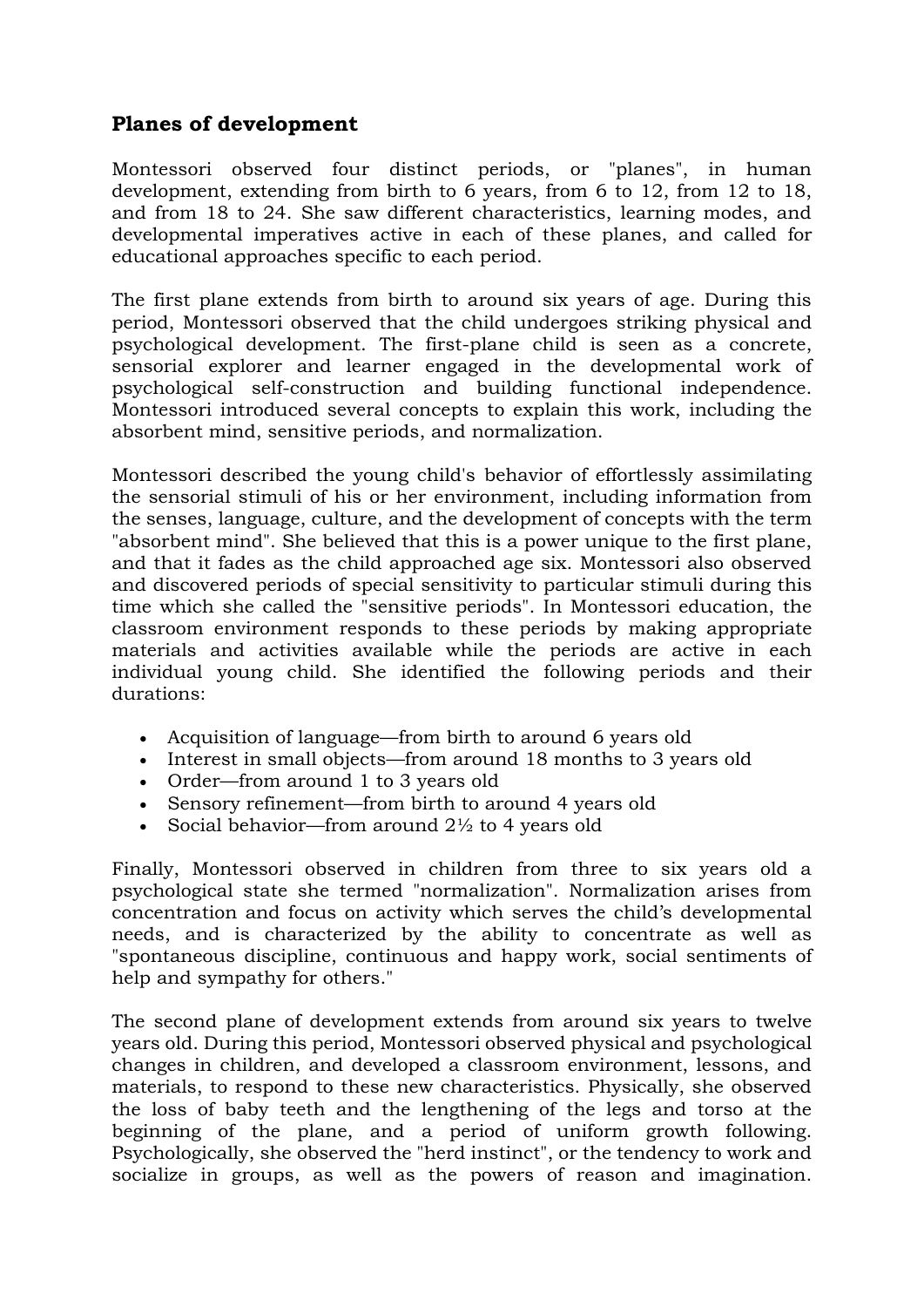## Planes of development

Montessori observed four distinct periods, or "planes", in human development, extending from birth to 6 years, from 6 to 12, from 12 to 18, and from 18 to 24. She saw different characteristics, learning modes, and developmental imperatives active in each of these planes, and called for educational approaches specific to each period.

The first plane extends from birth to around six years of age. During this period, Montessori observed that the child undergoes striking physical and psychological development. The first-plane child is seen as a concrete, sensorial explorer and learner engaged in the developmental work of psychological self-construction and building functional independence. Montessori introduced several concepts to explain this work, including the absorbent mind, sensitive periods, and normalization.

Montessori described the young child's behavior of effortlessly assimilating the sensorial stimuli of his or her environment, including information from the senses, language, culture, and the development of concepts with the term "absorbent mind". She believed that this is a power unique to the first plane, and that it fades as the child approached age six. Montessori also observed and discovered periods of special sensitivity to particular stimuli during this time which she called the "sensitive periods". In Montessori education, the classroom environment responds to these periods by making appropriate materials and activities available while the periods are active in each individual young child. She identified the following periods and their durations:

- Acquisition of language—from birth to around 6 years old
- Interest in small objects—from around 18 months to 3 years old
- Order—from around 1 to 3 years old
- Sensory refinement—from birth to around 4 years old
- Social behavior—from around 2½ to 4 years old

Finally, Montessori observed in children from three to six years old a psychological state she termed "normalization". Normalization arises from concentration and focus on activity which serves the child’s developmental needs, and is characterized by the ability to concentrate as well as "spontaneous discipline, continuous and happy work, social sentiments of help and sympathy for others."

The second plane of development extends from around six years to twelve years old. During this period, Montessori observed physical and psychological changes in children, and developed a classroom environment, lessons, and materials, to respond to these new characteristics. Physically, she observed the loss of baby teeth and the lengthening of the legs and torso at the beginning of the plane, and a period of uniform growth following. Psychologically, she observed the "herd instinct", or the tendency to work and socialize in groups, as well as the powers of reason and imagination.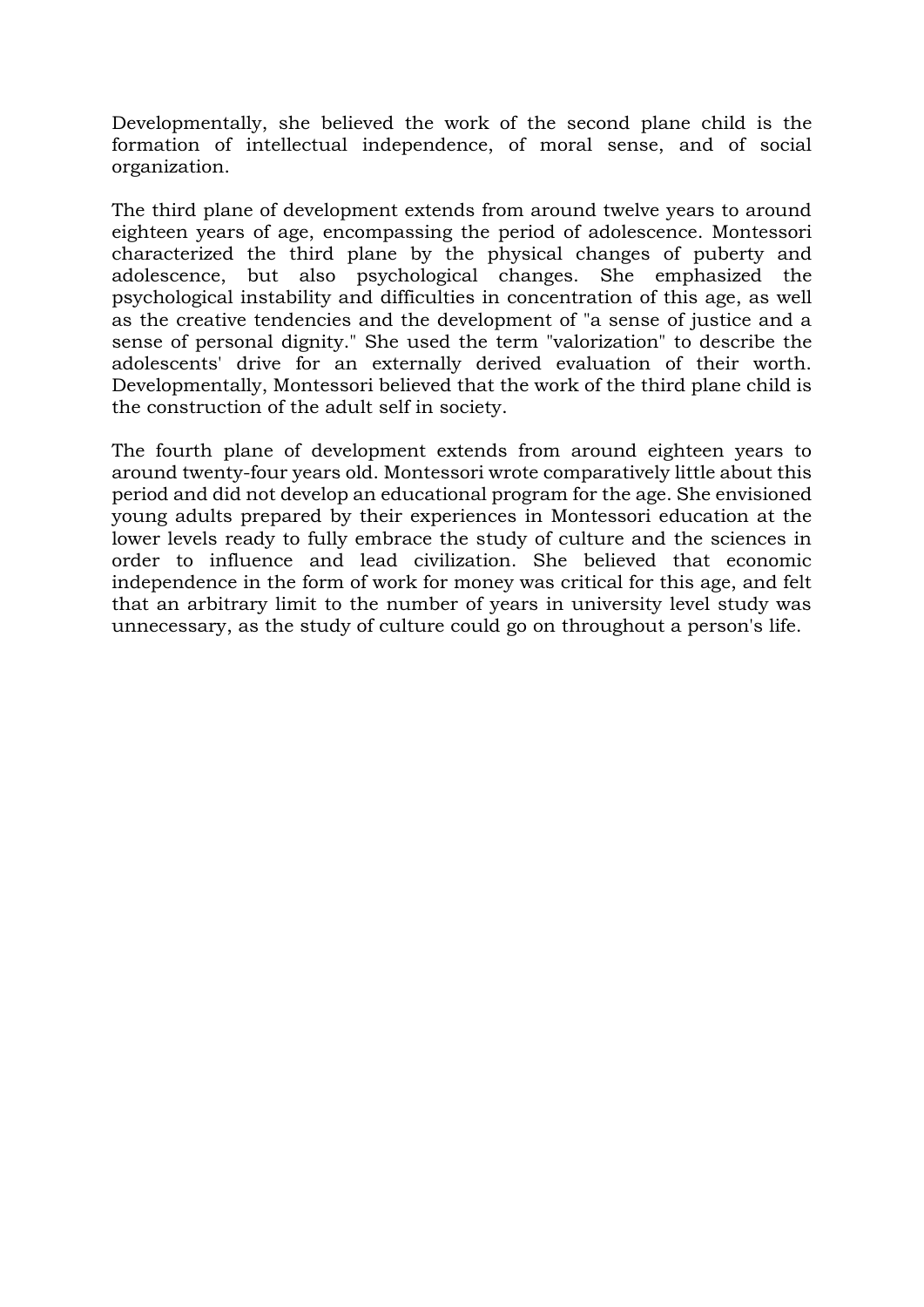Developmentally, she believed the work of the second plane child is the formation of intellectual independence, of moral sense, and of social organization.

The third plane of development extends from around twelve years to around eighteen years of age, encompassing the period of adolescence. Montessori characterized the third plane by the physical changes of puberty and adolescence, but also psychological changes. She emphasized the psychological instability and difficulties in concentration of this age, as well as the creative tendencies and the development of "a sense of justice and a sense of personal dignity." She used the term "valorization" to describe the adolescents' drive for an externally derived evaluation of their worth. Developmentally, Montessori believed that the work of the third plane child is the construction of the adult self in society.

The fourth plane of development extends from around eighteen years to around twenty-four years old. Montessori wrote comparatively little about this period and did not develop an educational program for the age. She envisioned young adults prepared by their experiences in Montessori education at the lower levels ready to fully embrace the study of culture and the sciences in order to influence and lead civilization. She believed that economic independence in the form of work for money was critical for this age, and felt that an arbitrary limit to the number of years in university level study was unnecessary, as the study of culture could go on throughout a person's life.